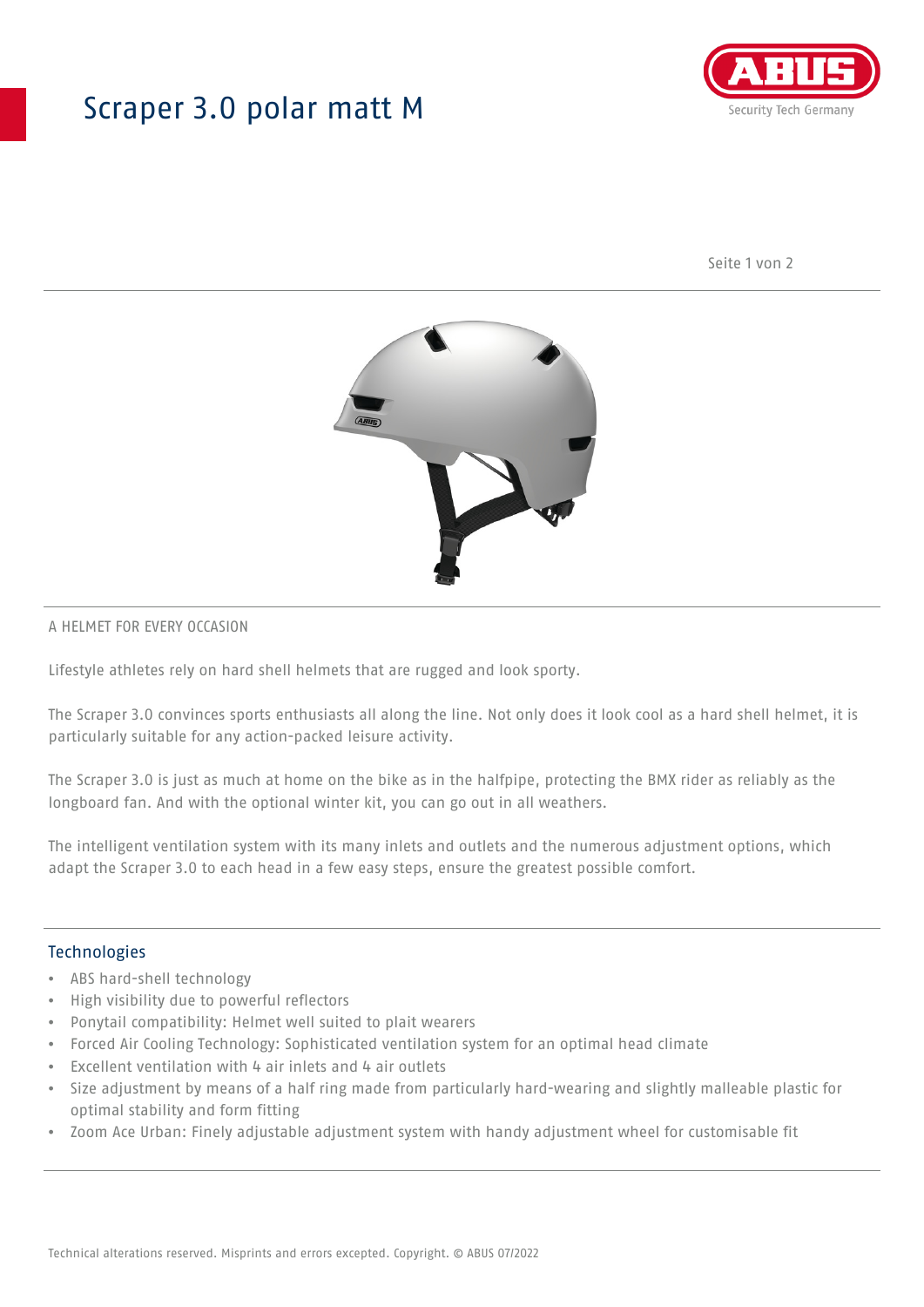# Scraper 3.0 polar matt M

A HELMET FOR EVERY OCCASION

Lifestyle athletes rely on hard shell helmets that are rugged and look sporty.

The Scraper 3.0 convinces sports enthusiasts all along the line. Not only does it look cool as a hard shell helmet, it is particularly suitable for any action-packed leisure activity.

The Scraper 3.0 is just as much at home on the bike as in the halfpipe, protecting the BMX rider as reliably as the longboard fan. And with the optional winter kit, you can go out in all weathers.

The intelligent ventilation system with its many inlets and outlets and the numerous adjustment options, which adapt the Scraper 3.0 to each head in a few easy steps, ensure the greatest possible comfort.

## Technologies

- ABS hard-shell technology
- High visibility due to powerful reflectors
- Ponytail compatibility: Helmet well suited to plait wearers
- Forced Air Cooling Technology: Sophisticated ventilation system for an optimal head climate
- Excellent ventilation with 4 air inlets and 4 air outlets
- Size adjustment by means of a half ring made from particularly hard-wearing and slightly malleable plastic for optimal stability and form fitting
- Zoom Ace Urban: Finely adjustable adjustment system with handy adjustment wheel for customisable fit

Technical alterations reserved. Misprints and errors excepted. Copyright. © ABUS 07/2022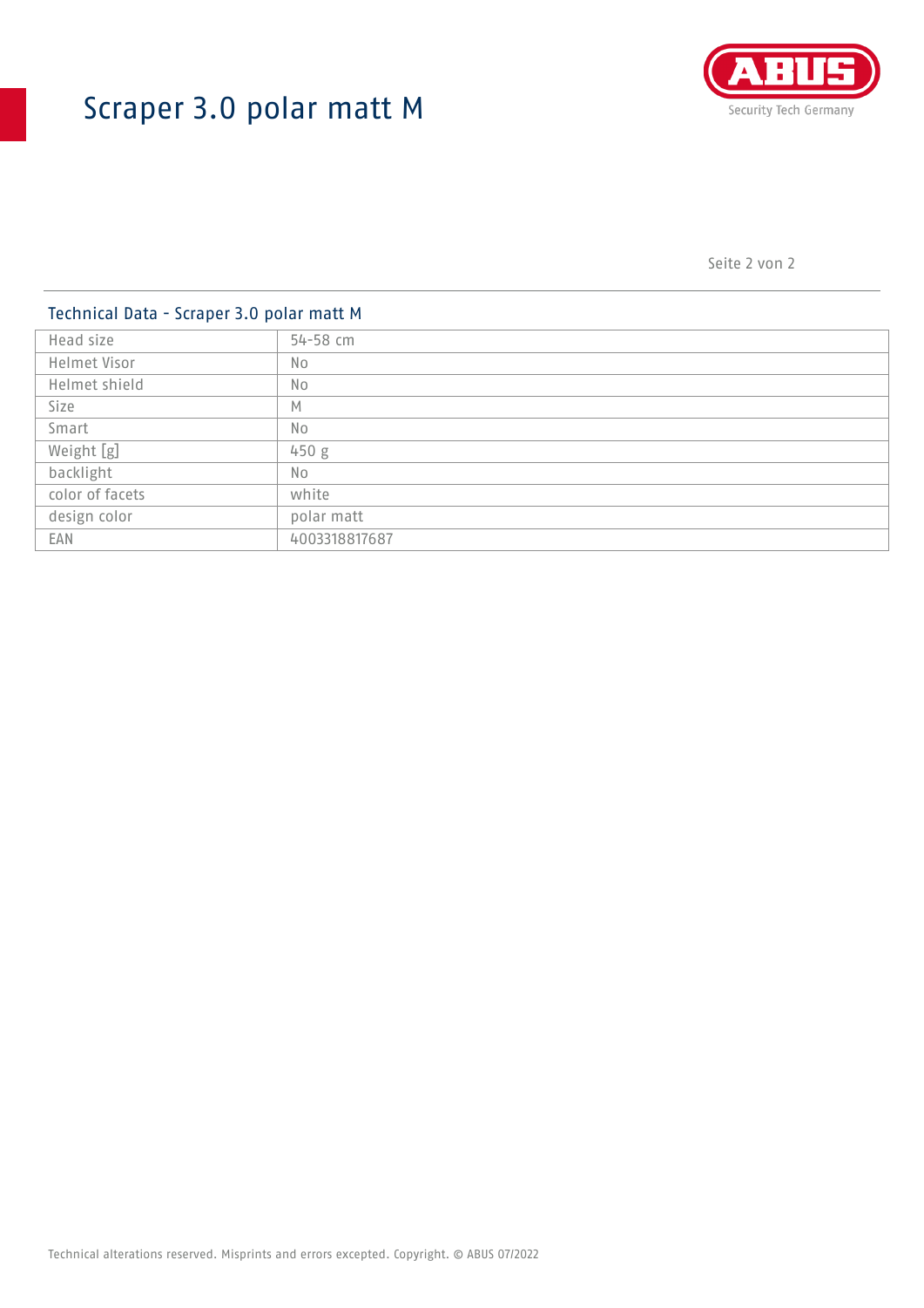# Scraper 3.0 polar matt M

## Technical Data - Scraper 3.0 polar matt M

| | |
|---|---|
| Head size | 54-58 cm |
| Helmet Visor | No |
| Helmet shield | No |
| Size | M |
| Smart | No |
| Weight [g] | 450 g |
| backlight | No |
| color of facets | white |
| design color | polar matt |
| EAN | 4003318817687 |

Technical alterations reserved. Misprints and errors excepted. Copyright. © ABUS 07/2022